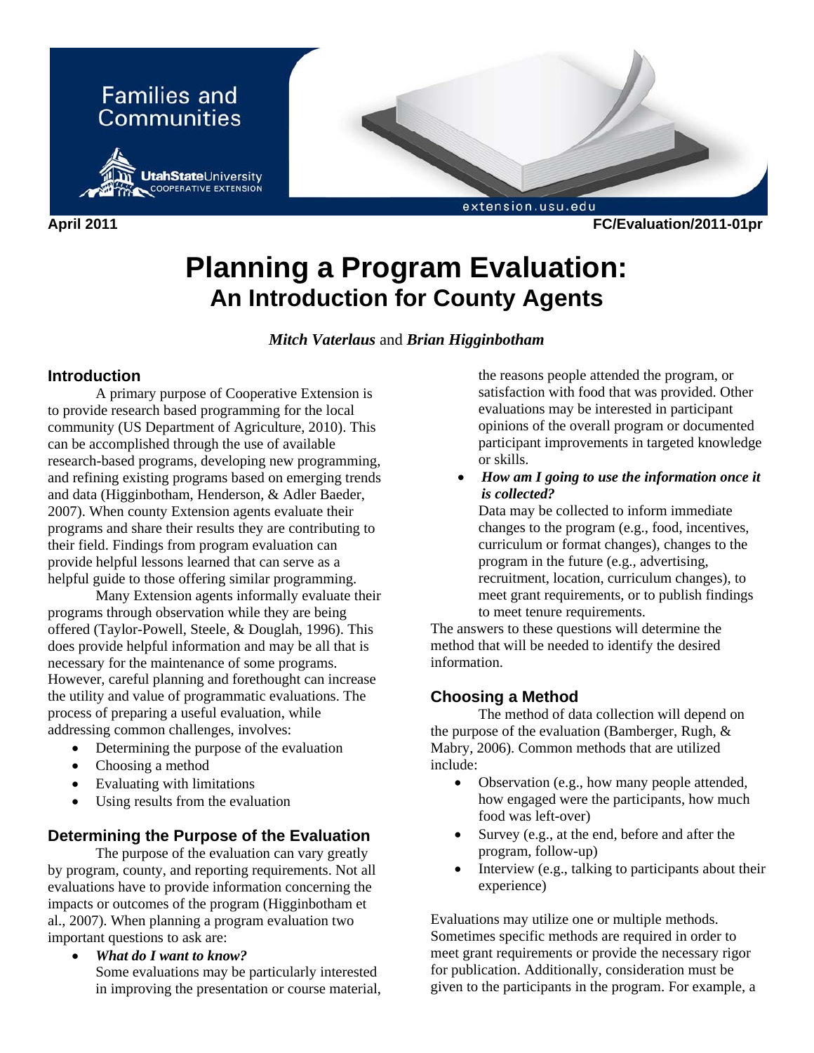April 2011 FC/Evaluation/2011-01pr

# Planning a Program Evaluation:
## An Introduction for County Agents

***Mitch Vaterlaus*** and ***Brian Higginbotham***

### Introduction

A primary purpose of Cooperative Extension is to provide research based programming for the local community (US Department of Agriculture, 2010). This can be accomplished through the use of available research-based programs, developing new programming, and refining existing programs based on emerging trends and data (Higginbotham, Henderson, & Adler Baeder, 2007). When county Extension agents evaluate their programs and share their results they are contributing to their field. Findings from program evaluation can provide helpful lessons learned that can serve as a helpful guide to those offering similar programming.

Many Extension agents informally evaluate their programs through observation while they are being offered (Taylor-Powell, Steele, & Douglah, 1996). This does provide helpful information and may be all that is necessary for the maintenance of some programs. However, careful planning and forethought can increase the utility and value of programmatic evaluations. The process of preparing a useful evaluation, while addressing common challenges, involves:

- Determining the purpose of the evaluation
- Choosing a method
- Evaluating with limitations
- Using results from the evaluation

### Determining the Purpose of the Evaluation

The purpose of the evaluation can vary greatly by program, county, and reporting requirements. Not all evaluations have to provide information concerning the impacts or outcomes of the program (Higginbotham et al., 2007). When planning a program evaluation two important questions to ask are:

- ***What do I want to know?***
  Some evaluations may be particularly interested in improving the presentation or course material, the reasons people attended the program, or satisfaction with food that was provided. Other evaluations may be interested in participant opinions of the overall program or documented participant improvements in targeted knowledge or skills.
- ***How am I going to use the information once it is collected?***
  Data may be collected to inform immediate changes to the program (e.g., food, incentives, curriculum or format changes), changes to the program in the future (e.g., advertising, recruitment, location, curriculum changes), to meet grant requirements, or to publish findings to meet tenure requirements.

The answers to these questions will determine the method that will be needed to identify the desired information.

### Choosing a Method

The method of data collection will depend on the purpose of the evaluation (Bamberger, Rugh, & Mabry, 2006). Common methods that are utilized include:

- Observation (e.g., how many people attended, how engaged were the participants, how much food was left-over)
- Survey (e.g., at the end, before and after the program, follow-up)
- Interview (e.g., talking to participants about their experience)

Evaluations may utilize one or multiple methods. Sometimes specific methods are required in order to meet grant requirements or provide the necessary rigor for publication. Additionally, consideration must be given to the participants in the program. For example, a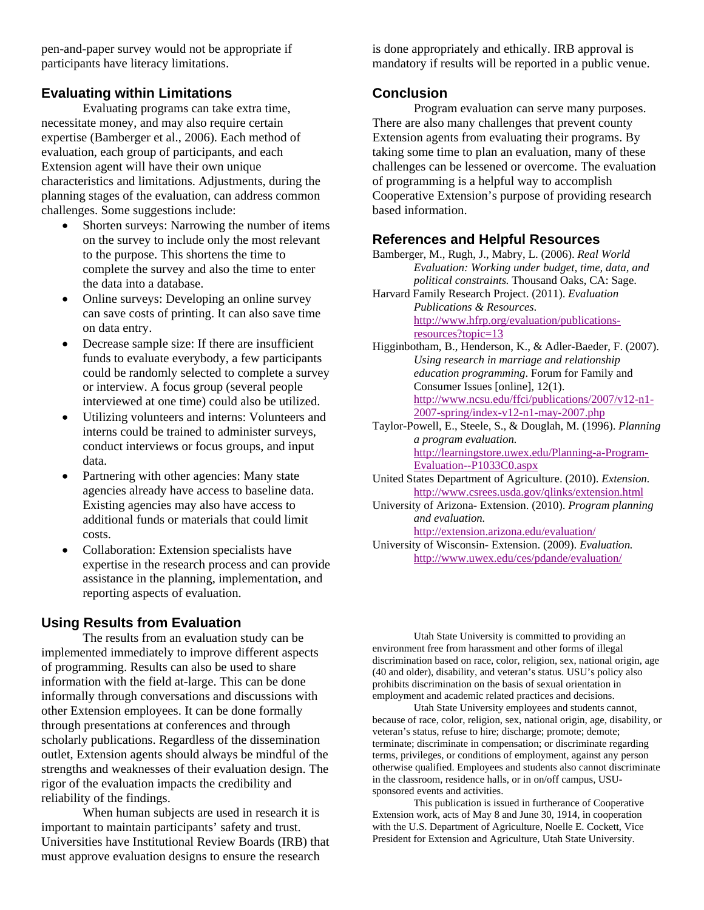pen-and-paper survey would not be appropriate if participants have literacy limitations.

## Evaluating within Limitations

Evaluating programs can take extra time, necessitate money, and may also require certain expertise (Bamberger et al., 2006). Each method of evaluation, each group of participants, and each Extension agent will have their own unique characteristics and limitations. Adjustments, during the planning stages of the evaluation, can address common challenges. Some suggestions include:

- Shorten surveys: Narrowing the number of items on the survey to include only the most relevant to the purpose. This shortens the time to complete the survey and also the time to enter the data into a database.
- Online surveys: Developing an online survey can save costs of printing. It can also save time on data entry.
- Decrease sample size: If there are insufficient funds to evaluate everybody, a few participants could be randomly selected to complete a survey or interview. A focus group (several people interviewed at one time) could also be utilized.
- Utilizing volunteers and interns: Volunteers and interns could be trained to administer surveys, conduct interviews or focus groups, and input data.
- Partnering with other agencies: Many state agencies already have access to baseline data. Existing agencies may also have access to additional funds or materials that could limit costs.
- Collaboration: Extension specialists have expertise in the research process and can provide assistance in the planning, implementation, and reporting aspects of evaluation.

## Using Results from Evaluation

The results from an evaluation study can be implemented immediately to improve different aspects of programming. Results can also be used to share information with the field at-large. This can be done informally through conversations and discussions with other Extension employees. It can be done formally through presentations at conferences and through scholarly publications. Regardless of the dissemination outlet, Extension agents should always be mindful of the strengths and weaknesses of their evaluation design. The rigor of the evaluation impacts the credibility and reliability of the findings.

When human subjects are used in research it is important to maintain participants' safety and trust. Universities have Institutional Review Boards (IRB) that must approve evaluation designs to ensure the research is done appropriately and ethically. IRB approval is mandatory if results will be reported in a public venue.

## Conclusion

Program evaluation can serve many purposes. There are also many challenges that prevent county Extension agents from evaluating their programs. By taking some time to plan an evaluation, many of these challenges can be lessened or overcome. The evaluation of programming is a helpful way to accomplish Cooperative Extension's purpose of providing research based information.

## References and Helpful Resources

Bamberger, M., Rugh, J., Mabry, L. (2006). *Real World Evaluation: Working under budget, time, data, and political constraints.* Thousand Oaks, CA: Sage.

Harvard Family Research Project. (2011). *Evaluation Publications & Resources.* http://www.hfrp.org/evaluation/publications-resources?topic=13

Higginbotham, B., Henderson, K., & Adler-Baeder, F. (2007). *Using research in marriage and relationship education programming*. Forum for Family and Consumer Issues [online], 12(1). http://www.ncsu.edu/ffci/publications/2007/v12-n1-2007-spring/index-v12-n1-may-2007.php

Taylor-Powell, E., Steele, S., & Douglah, M. (1996). *Planning a program evaluation.* http://learningstore.uwex.edu/Planning-a-Program-Evaluation--P1033C0.aspx

United States Department of Agriculture. (2010). *Extension.* http://www.csrees.usda.gov/qlinks/extension.html

University of Arizona- Extension. (2010). *Program planning and evaluation.* http://extension.arizona.edu/evaluation/

University of Wisconsin- Extension. (2009). *Evaluation.* http://www.uwex.edu/ces/pdande/evaluation/

Utah State University is committed to providing an environment free from harassment and other forms of illegal discrimination based on race, color, religion, sex, national origin, age (40 and older), disability, and veteran's status. USU's policy also prohibits discrimination on the basis of sexual orientation in employment and academic related practices and decisions.

Utah State University employees and students cannot, because of race, color, religion, sex, national origin, age, disability, or veteran's status, refuse to hire; discharge; promote; demote; terminate; discriminate in compensation; or discriminate regarding terms, privileges, or conditions of employment, against any person otherwise qualified. Employees and students also cannot discriminate in the classroom, residence halls, or in on/off campus, USU-sponsored events and activities.

This publication is issued in furtherance of Cooperative Extension work, acts of May 8 and June 30, 1914, in cooperation with the U.S. Department of Agriculture, Noelle E. Cockett, Vice President for Extension and Agriculture, Utah State University.